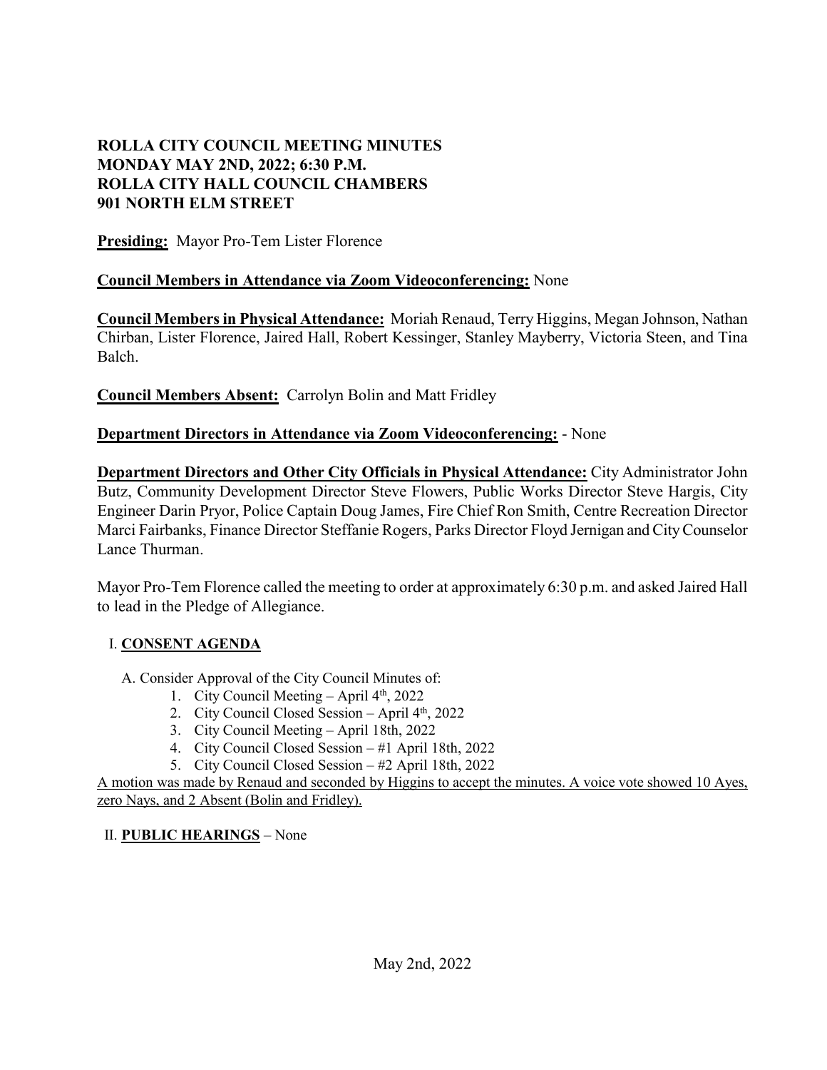**ROLLA CITY COUNCIL MEETING MINUTES**
**MONDAY MAY 2ND, 2022; 6:30 P.M.**
**ROLLA CITY HALL COUNCIL CHAMBERS**
**901 NORTH ELM STREET**

**Presiding:** Mayor Pro-Tem Lister Florence

**Council Members in Attendance via Zoom Videoconferencing:** None

**Council Members in Physical Attendance:** Moriah Renaud, Terry Higgins, Megan Johnson, Nathan Chirban, Lister Florence, Jaired Hall, Robert Kessinger, Stanley Mayberry, Victoria Steen, and Tina Balch.

**Council Members Absent:** Carrolyn Bolin and Matt Fridley

**Department Directors in Attendance via Zoom Videoconferencing:** - None

**Department Directors and Other City Officials in Physical Attendance:** City Administrator John Butz, Community Development Director Steve Flowers, Public Works Director Steve Hargis, City Engineer Darin Pryor, Police Captain Doug James, Fire Chief Ron Smith, Centre Recreation Director Marci Fairbanks, Finance Director Steffanie Rogers, Parks Director Floyd Jernigan and City Counselor Lance Thurman.

Mayor Pro-Tem Florence called the meeting to order at approximately 6:30 p.m. and asked Jaired Hall to lead in the Pledge of Allegiance.

I. **CONSENT AGENDA**

A. Consider Approval of the City Council Minutes of:
1. City Council Meeting – April 4th, 2022
2. City Council Closed Session – April 4th, 2022
3. City Council Meeting – April 18th, 2022
4. City Council Closed Session – #1 April 18th, 2022
5. City Council Closed Session – #2 April 18th, 2022

A motion was made by Renaud and seconded by Higgins to accept the minutes. A voice vote showed 10 Ayes, zero Nays, and 2 Absent (Bolin and Fridley).

II. **PUBLIC HEARINGS** – None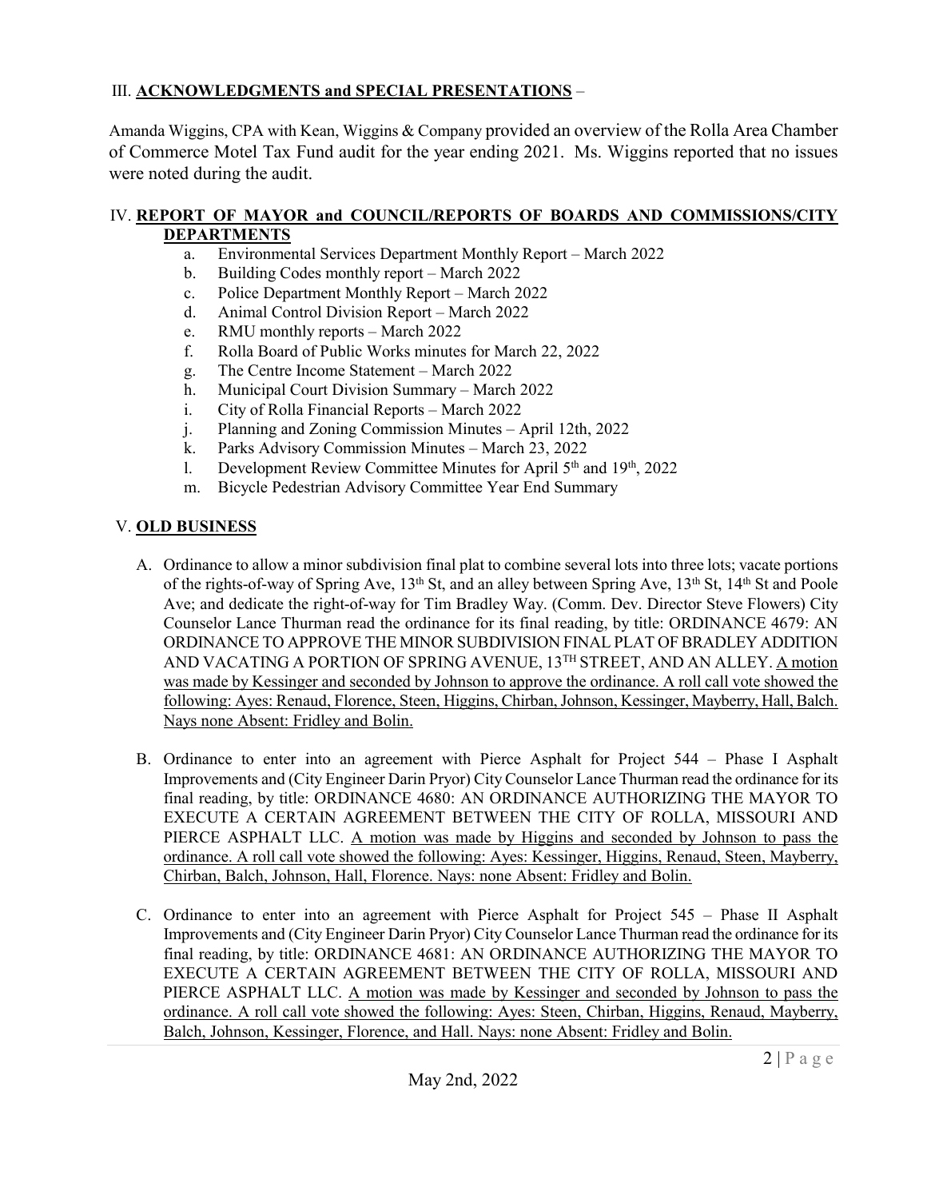## III. **ACKNOWLEDGMENTS and SPECIAL PRESENTATIONS** –

Amanda Wiggins, CPA with Kean, Wiggins & Company provided an overview of the Rolla Area Chamber of Commerce Motel Tax Fund audit for the year ending 2021. Ms. Wiggins reported that no issues were noted during the audit.

## IV. **REPORT OF MAYOR and COUNCIL/REPORTS OF BOARDS AND COMMISSIONS/CITY DEPARTMENTS**

a. Environmental Services Department Monthly Report – March 2022
b. Building Codes monthly report – March 2022
c. Police Department Monthly Report – March 2022
d. Animal Control Division Report – March 2022
e. RMU monthly reports – March 2022
f. Rolla Board of Public Works minutes for March 22, 2022
g. The Centre Income Statement – March 2022
h. Municipal Court Division Summary – March 2022
i. City of Rolla Financial Reports – March 2022
j. Planning and Zoning Commission Minutes – April 12th, 2022
k. Parks Advisory Commission Minutes – March 23, 2022
l. Development Review Committee Minutes for April 5th and 19th, 2022
m. Bicycle Pedestrian Advisory Committee Year End Summary

## V. **OLD BUSINESS**

A. Ordinance to allow a minor subdivision final plat to combine several lots into three lots; vacate portions of the rights-of-way of Spring Ave, 13th St, and an alley between Spring Ave, 13th St, 14th St and Poole Ave; and dedicate the right-of-way for Tim Bradley Way. (Comm. Dev. Director Steve Flowers) City Counselor Lance Thurman read the ordinance for its final reading, by title: ORDINANCE 4679: AN ORDINANCE TO APPROVE THE MINOR SUBDIVISION FINAL PLAT OF BRADLEY ADDITION AND VACATING A PORTION OF SPRING AVENUE, 13TH STREET, AND AN ALLEY. A motion was made by Kessinger and seconded by Johnson to approve the ordinance. A roll call vote showed the following: Ayes: Renaud, Florence, Steen, Higgins, Chirban, Johnson, Kessinger, Mayberry, Hall, Balch. Nays none Absent: Fridley and Bolin.

B. Ordinance to enter into an agreement with Pierce Asphalt for Project 544 – Phase I Asphalt Improvements and (City Engineer Darin Pryor) City Counselor Lance Thurman read the ordinance for its final reading, by title: ORDINANCE 4680: AN ORDINANCE AUTHORIZING THE MAYOR TO EXECUTE A CERTAIN AGREEMENT BETWEEN THE CITY OF ROLLA, MISSOURI AND PIERCE ASPHALT LLC. A motion was made by Higgins and seconded by Johnson to pass the ordinance. A roll call vote showed the following: Ayes: Kessinger, Higgins, Renaud, Steen, Mayberry, Chirban, Balch, Johnson, Hall, Florence. Nays: none Absent: Fridley and Bolin.

C. Ordinance to enter into an agreement with Pierce Asphalt for Project 545 – Phase II Asphalt Improvements and (City Engineer Darin Pryor) City Counselor Lance Thurman read the ordinance for its final reading, by title: ORDINANCE 4681: AN ORDINANCE AUTHORIZING THE MAYOR TO EXECUTE A CERTAIN AGREEMENT BETWEEN THE CITY OF ROLLA, MISSOURI AND PIERCE ASPHALT LLC. A motion was made by Kessinger and seconded by Johnson to pass the ordinance. A roll call vote showed the following: Ayes: Steen, Chirban, Higgins, Renaud, Mayberry, Balch, Johnson, Kessinger, Florence, and Hall. Nays: none Absent: Fridley and Bolin.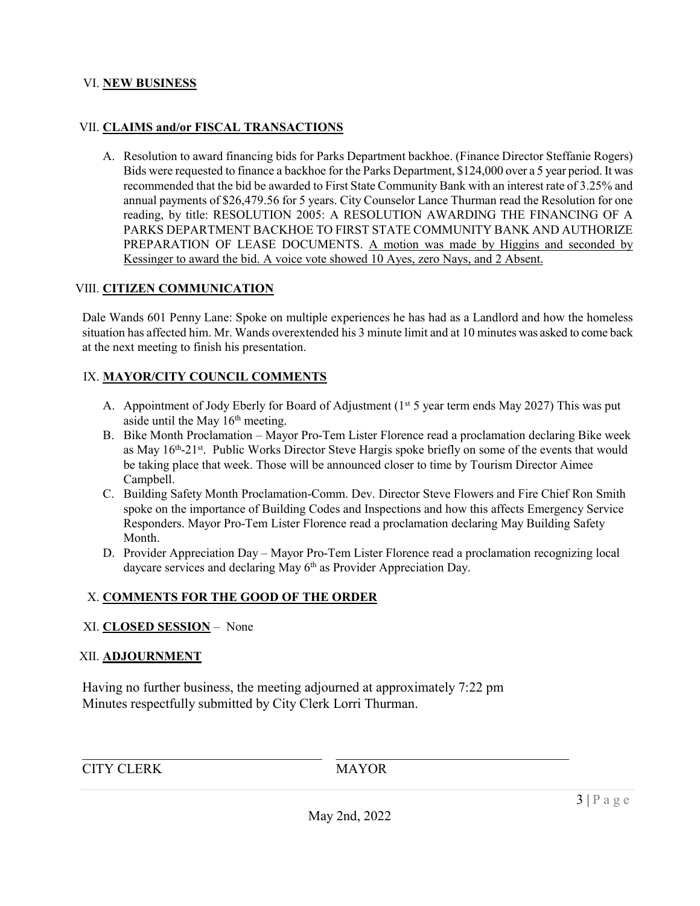## VI. **NEW BUSINESS**

## VII. **CLAIMS and/or FISCAL TRANSACTIONS**

A. Resolution to award financing bids for Parks Department backhoe. (Finance Director Steffanie Rogers) Bids were requested to finance a backhoe for the Parks Department, $124,000 over a 5 year period. It was recommended that the bid be awarded to First State Community Bank with an interest rate of 3.25% and annual payments of $26,479.56 for 5 years. City Counselor Lance Thurman read the Resolution for one reading, by title: RESOLUTION 2005: A RESOLUTION AWARDING THE FINANCING OF A PARKS DEPARTMENT BACKHOE TO FIRST STATE COMMUNITY BANK AND AUTHORIZE PREPARATION OF LEASE DOCUMENTS. <u>A motion was made by Higgins and seconded by Kessinger to award the bid. A voice vote showed 10 Ayes, zero Nays, and 2 Absent.</u>

## VIII. **CITIZEN COMMUNICATION**

Dale Wands 601 Penny Lane: Spoke on multiple experiences he has had as a Landlord and how the homeless situation has affected him. Mr. Wands overextended his 3 minute limit and at 10 minutes was asked to come back at the next meeting to finish his presentation.

## IX. **MAYOR/CITY COUNCIL COMMENTS**

A. Appointment of Jody Eberly for Board of Adjustment (1st 5 year term ends May 2027) This was put aside until the May 16th meeting.
B. Bike Month Proclamation – Mayor Pro-Tem Lister Florence read a proclamation declaring Bike week as May 16th-21st. Public Works Director Steve Hargis spoke briefly on some of the events that would be taking place that week. Those will be announced closer to time by Tourism Director Aimee Campbell.
C. Building Safety Month Proclamation-Comm. Dev. Director Steve Flowers and Fire Chief Ron Smith spoke on the importance of Building Codes and Inspections and how this affects Emergency Service Responders. Mayor Pro-Tem Lister Florence read a proclamation declaring May Building Safety Month.
D. Provider Appreciation Day – Mayor Pro-Tem Lister Florence read a proclamation recognizing local daycare services and declaring May 6th as Provider Appreciation Day.

## X. **COMMENTS FOR THE GOOD OF THE ORDER**

## XI. **CLOSED SESSION** – None

## XII. **ADJOURNMENT**

Having no further business, the meeting adjourned at approximately 7:22 pm
Minutes respectfully submitted by City Clerk Lorri Thurman.

\_\_\_\_\_\_\_\_\_\_\_\_\_\_\_\_\_\_\_\_\_\_\_\_\_\_\_\_\_\_ \_\_\_\_\_\_\_\_\_\_\_\_\_\_\_\_\_\_\_\_\_\_\_\_\_\_\_\_\_\_

CITY CLERK MAYOR

May 2nd, 2022